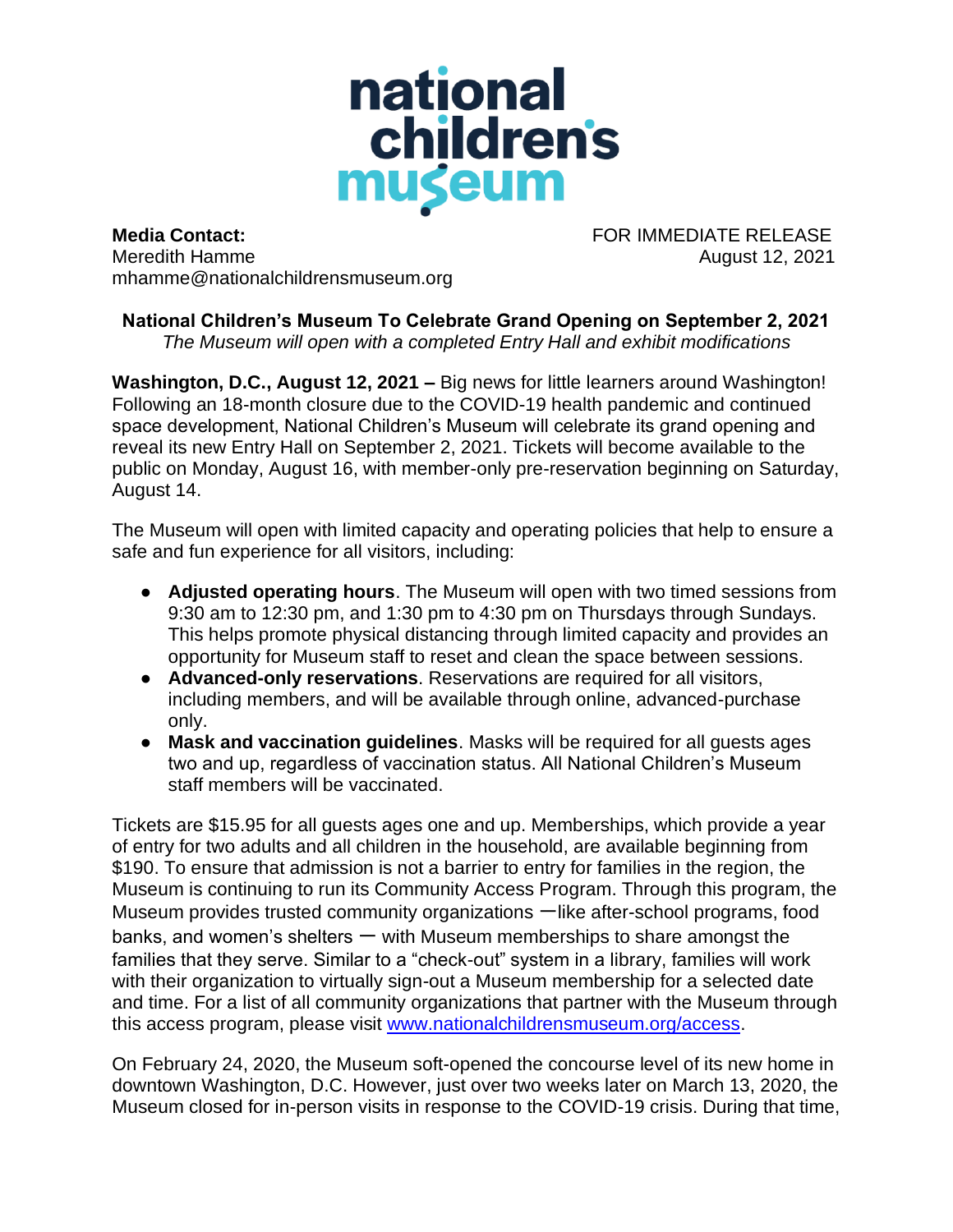national children's museum

**Media Contact:**
Meredith Hamme
mhamme@nationalchildrensmuseum.org

FOR IMMEDIATE RELEASE
August 12, 2021

**National Children's Museum To Celebrate Grand Opening on September 2, 2021**

*The Museum will open with a completed Entry Hall and exhibit modifications*

**Washington, D.C., August 12, 2021 –** Big news for little learners around Washington! Following an 18-month closure due to the COVID-19 health pandemic and continued space development, National Children's Museum will celebrate its grand opening and reveal its new Entry Hall on September 2, 2021. Tickets will become available to the public on Monday, August 16, with member-only pre-reservation beginning on Saturday, August 14.

The Museum will open with limited capacity and operating policies that help to ensure a safe and fun experience for all visitors, including:

- **Adjusted operating hours**. The Museum will open with two timed sessions from 9:30 am to 12:30 pm, and 1:30 pm to 4:30 pm on Thursdays through Sundays. This helps promote physical distancing through limited capacity and provides an opportunity for Museum staff to reset and clean the space between sessions.
- **Advanced-only reservations**. Reservations are required for all visitors, including members, and will be available through online, advanced-purchase only.
- **Mask and vaccination guidelines**. Masks will be required for all guests ages two and up, regardless of vaccination status. All National Children's Museum staff members will be vaccinated.

Tickets are $15.95 for all guests ages one and up. Memberships, which provide a year of entry for two adults and all children in the household, are available beginning from $190. To ensure that admission is not a barrier to entry for families in the region, the Museum is continuing to run its Community Access Program. Through this program, the Museum provides trusted community organizations —like after-school programs, food banks, and women's shelters — with Museum memberships to share amongst the families that they serve. Similar to a "check-out" system in a library, families will work with their organization to virtually sign-out a Museum membership for a selected date and time. For a list of all community organizations that partner with the Museum through this access program, please visit [www.nationalchildrensmuseum.org/access](www.nationalchildrensmuseum.org/access).

On February 24, 2020, the Museum soft-opened the concourse level of its new home in downtown Washington, D.C. However, just over two weeks later on March 13, 2020, the Museum closed for in-person visits in response to the COVID-19 crisis. During that time,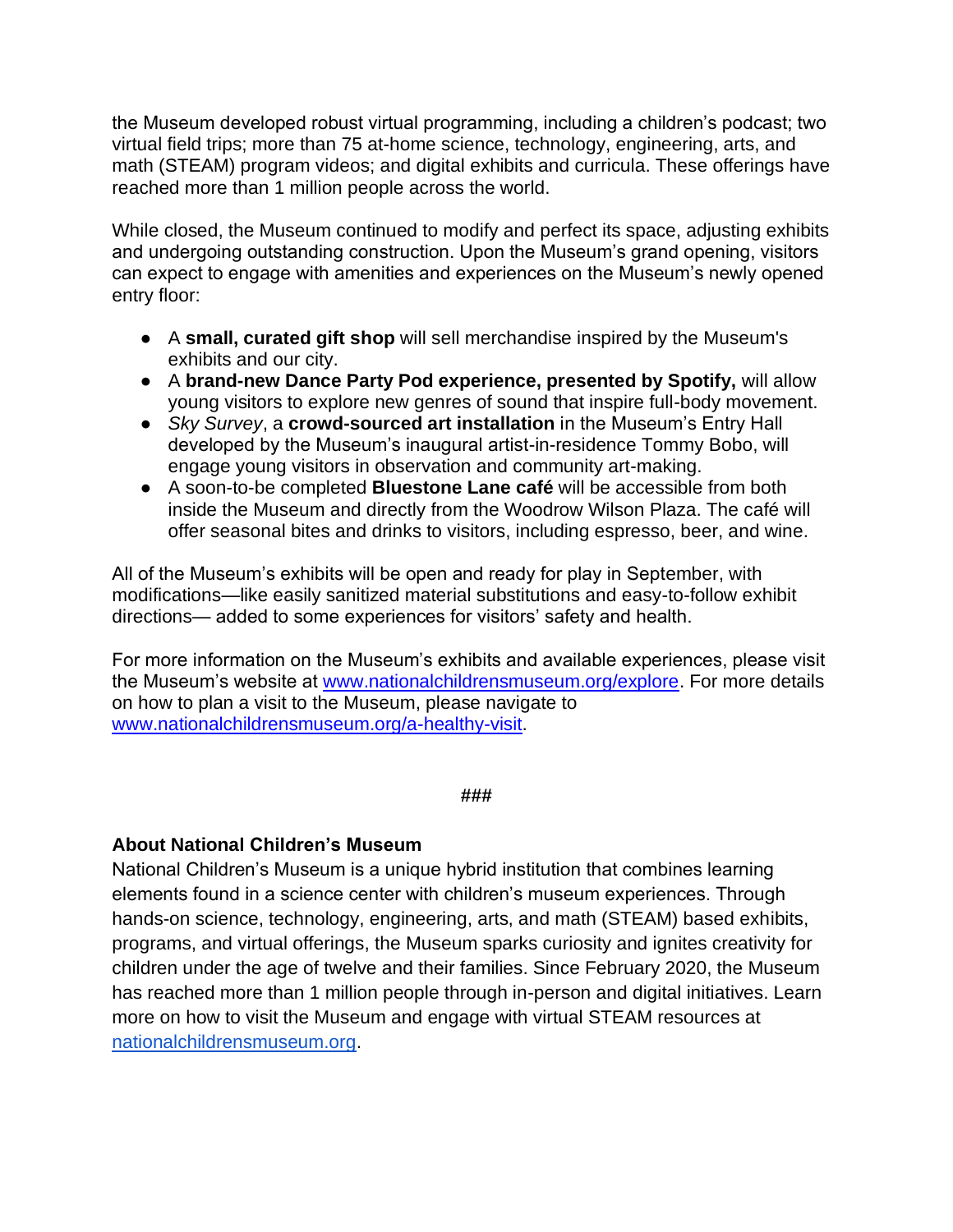the Museum developed robust virtual programming, including a children's podcast; two virtual field trips; more than 75 at-home science, technology, engineering, arts, and math (STEAM) program videos; and digital exhibits and curricula. These offerings have reached more than 1 million people across the world.

While closed, the Museum continued to modify and perfect its space, adjusting exhibits and undergoing outstanding construction. Upon the Museum's grand opening, visitors can expect to engage with amenities and experiences on the Museum's newly opened entry floor:

- A **small, curated gift shop** will sell merchandise inspired by the Museum's exhibits and our city.
- A **brand-new Dance Party Pod experience, presented by Spotify,** will allow young visitors to explore new genres of sound that inspire full-body movement.
- *Sky Survey*, a **crowd-sourced art installation** in the Museum's Entry Hall developed by the Museum's inaugural artist-in-residence Tommy Bobo, will engage young visitors in observation and community art-making.
- A soon-to-be completed **Bluestone Lane café** will be accessible from both inside the Museum and directly from the Woodrow Wilson Plaza. The café will offer seasonal bites and drinks to visitors, including espresso, beer, and wine.

All of the Museum's exhibits will be open and ready for play in September, with modifications—like easily sanitized material substitutions and easy-to-follow exhibit directions— added to some experiences for visitors' safety and health.

For more information on the Museum's exhibits and available experiences, please visit the Museum's website at [www.nationalchildrensmuseum.org/explore](www.nationalchildrensmuseum.org/explore). For more details on how to plan a visit to the Museum, please navigate to [www.nationalchildrensmuseum.org/a-healthy-visit](www.nationalchildrensmuseum.org/a-healthy-visit).

###

**About National Children's Museum**

National Children's Museum is a unique hybrid institution that combines learning elements found in a science center with children's museum experiences. Through hands-on science, technology, engineering, arts, and math (STEAM) based exhibits, programs, and virtual offerings, the Museum sparks curiosity and ignites creativity for children under the age of twelve and their families. Since February 2020, the Museum has reached more than 1 million people through in-person and digital initiatives. Learn more on how to visit the Museum and engage with virtual STEAM resources at [nationalchildrensmuseum.org](nationalchildrensmuseum.org).